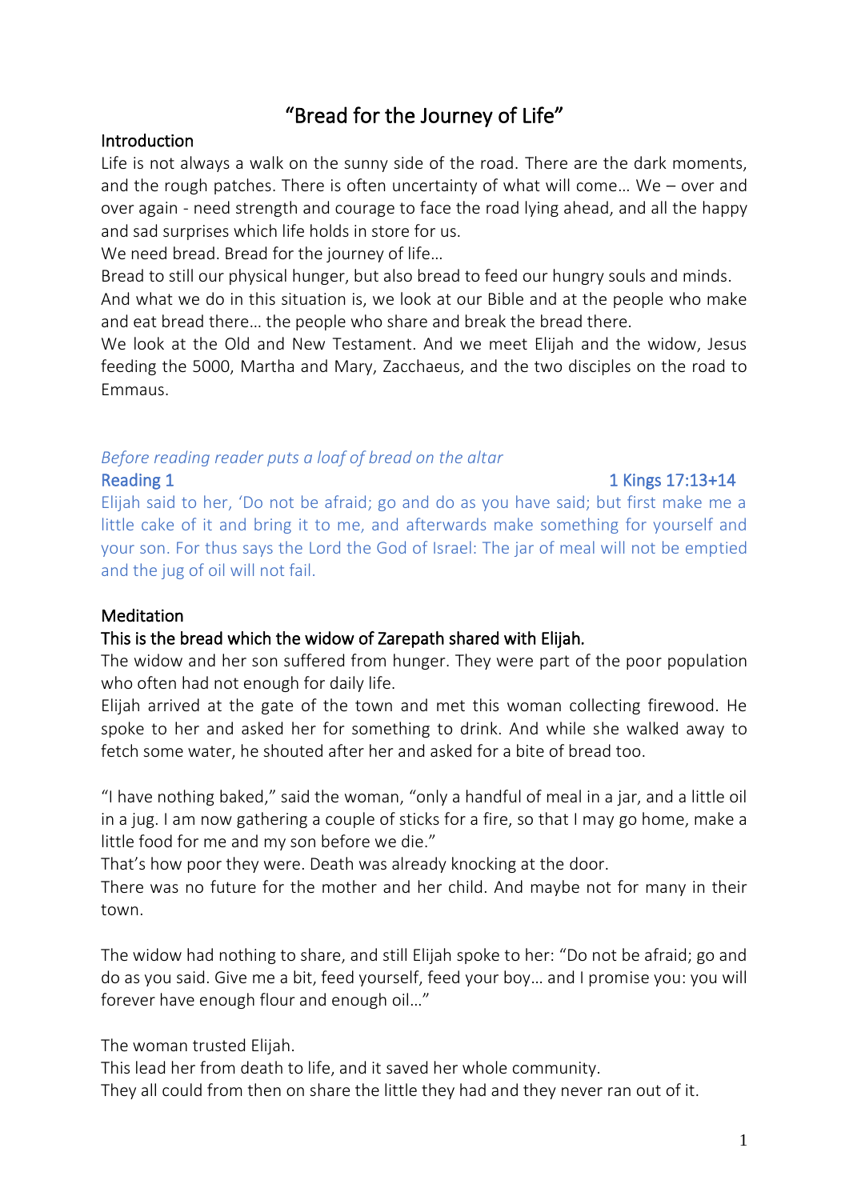# "Bread for the Journey of Life"

## Introduction

Life is not always a walk on the sunny side of the road. There are the dark moments, and the rough patches. There is often uncertainty of what will come… We – over and over again - need strength and courage to face the road lying ahead, and all the happy and sad surprises which life holds in store for us.

We need bread. Bread for the journey of life…

Bread to still our physical hunger, but also bread to feed our hungry souls and minds.

And what we do in this situation is, we look at our Bible and at the people who make and eat bread there… the people who share and break the bread there.

We look at the Old and New Testament. And we meet Elijah and the widow, Jesus feeding the 5000, Martha and Mary, Zacchaeus, and the two disciples on the road to Emmaus.

*Before reading reader puts a loaf of bread on the altar*

**Reading 1** — 1 Kings 17:13+14

Elijah said to her, 'Do not be afraid; go and do as you have said; but first make me a little cake of it and bring it to me, and afterwards make something for yourself and your son. For thus says the Lord the God of Israel: The jar of meal will not be emptied and the jug of oil will not fail.

## Meditation

### This is the bread which the widow of Zarepath shared with Elijah.

The widow and her son suffered from hunger. They were part of the poor population who often had not enough for daily life.

Elijah arrived at the gate of the town and met this woman collecting firewood. He spoke to her and asked her for something to drink. And while she walked away to fetch some water, he shouted after her and asked for a bite of bread too.

"I have nothing baked," said the woman, "only a handful of meal in a jar, and a little oil in a jug. I am now gathering a couple of sticks for a fire, so that I may go home, make a little food for me and my son before we die."

That's how poor they were. Death was already knocking at the door.

There was no future for the mother and her child. And maybe not for many in their town.

The widow had nothing to share, and still Elijah spoke to her: "Do not be afraid; go and do as you said. Give me a bit, feed yourself, feed your boy… and I promise you: you will forever have enough flour and enough oil…"

The woman trusted Elijah.

This lead her from death to life, and it saved her whole community.

They all could from then on share the little they had and they never ran out of it.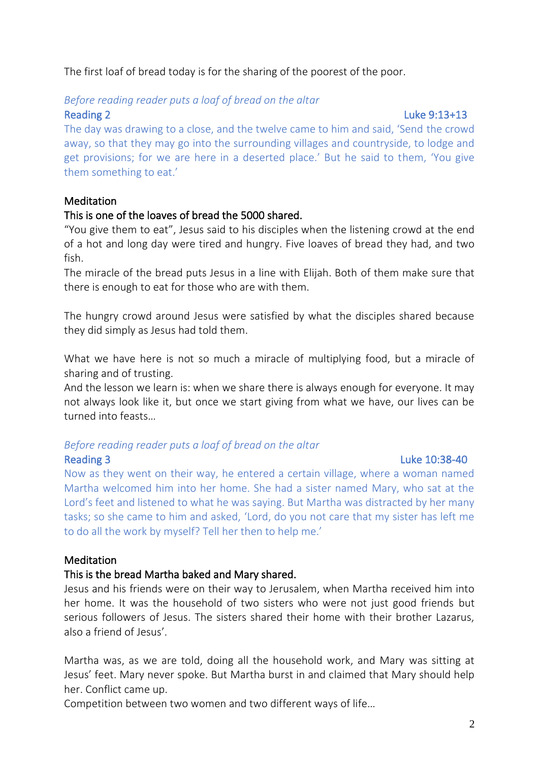The first loaf of bread today is for the sharing of the poorest of the poor.

*Before reading reader puts a loaf of bread on the altar*

**Reading 2** Luke 9:13+13

The day was drawing to a close, and the twelve came to him and said, 'Send the crowd away, so that they may go into the surrounding villages and countryside, to lodge and get provisions; for we are here in a deserted place.' But he said to them, 'You give them something to eat.'

**Meditation**

**This is one of the loaves of bread the 5000 shared.**

"You give them to eat", Jesus said to his disciples when the listening crowd at the end of a hot and long day were tired and hungry. Five loaves of bread they had, and two fish.

The miracle of the bread puts Jesus in a line with Elijah. Both of them make sure that there is enough to eat for those who are with them.

The hungry crowd around Jesus were satisfied by what the disciples shared because they did simply as Jesus had told them.

What we have here is not so much a miracle of multiplying food, but a miracle of sharing and of trusting.

And the lesson we learn is: when we share there is always enough for everyone. It may not always look like it, but once we start giving from what we have, our lives can be turned into feasts…

*Before reading reader puts a loaf of bread on the altar*

**Reading 3** Luke 10:38-40

Now as they went on their way, he entered a certain village, where a woman named Martha welcomed him into her home. She had a sister named Mary, who sat at the Lord's feet and listened to what he was saying. But Martha was distracted by her many tasks; so she came to him and asked, 'Lord, do you not care that my sister has left me to do all the work by myself? Tell her then to help me.'

**Meditation**

**This is the bread Martha baked and Mary shared.**

Jesus and his friends were on their way to Jerusalem, when Martha received him into her home. It was the household of two sisters who were not just good friends but serious followers of Jesus. The sisters shared their home with their brother Lazarus, also a friend of Jesus'.

Martha was, as we are told, doing all the household work, and Mary was sitting at Jesus' feet. Mary never spoke. But Martha burst in and claimed that Mary should help her. Conflict came up.

Competition between two women and two different ways of life…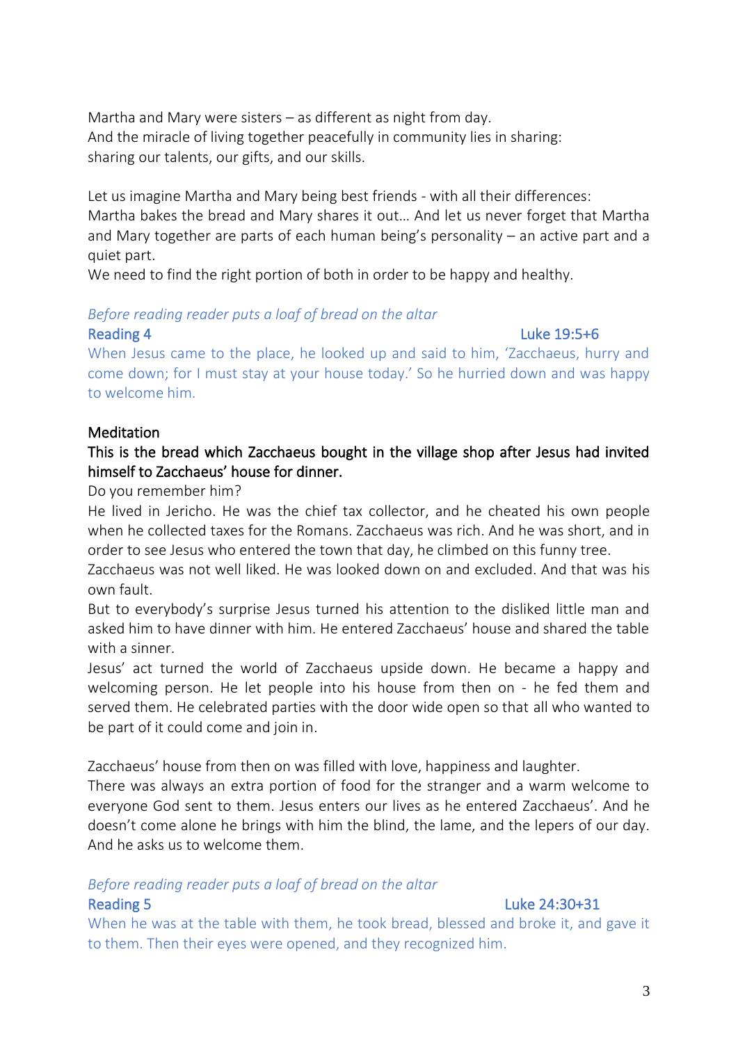Martha and Mary were sisters – as different as night from day.
And the miracle of living together peacefully in community lies in sharing: sharing our talents, our gifts, and our skills.

Let us imagine Martha and Mary being best friends - with all their differences: Martha bakes the bread and Mary shares it out… And let us never forget that Martha and Mary together are parts of each human being's personality – an active part and a quiet part.
We need to find the right portion of both in order to be happy and healthy.

*Before reading reader puts a loaf of bread on the altar*

**Reading 4** — Luke 19:5+6

When Jesus came to the place, he looked up and said to him, 'Zacchaeus, hurry and come down; for I must stay at your house today.' So he hurried down and was happy to welcome him.

**Meditation**

**This is the bread which Zacchaeus bought in the village shop after Jesus had invited himself to Zacchaeus' house for dinner.**

Do you remember him?
He lived in Jericho. He was the chief tax collector, and he cheated his own people when he collected taxes for the Romans. Zacchaeus was rich. And he was short, and in order to see Jesus who entered the town that day, he climbed on this funny tree.
Zacchaeus was not well liked. He was looked down on and excluded. And that was his own fault.
But to everybody's surprise Jesus turned his attention to the disliked little man and asked him to have dinner with him. He entered Zacchaeus' house and shared the table with a sinner.
Jesus' act turned the world of Zacchaeus upside down. He became a happy and welcoming person. He let people into his house from then on - he fed them and served them. He celebrated parties with the door wide open so that all who wanted to be part of it could come and join in.

Zacchaeus' house from then on was filled with love, happiness and laughter.
There was always an extra portion of food for the stranger and a warm welcome to everyone God sent to them. Jesus enters our lives as he entered Zacchaeus'. And he doesn't come alone he brings with him the blind, the lame, and the lepers of our day. And he asks us to welcome them.

*Before reading reader puts a loaf of bread on the altar*

**Reading 5** — Luke 24:30+31

When he was at the table with them, he took bread, blessed and broke it, and gave it to them. Then their eyes were opened, and they recognized him.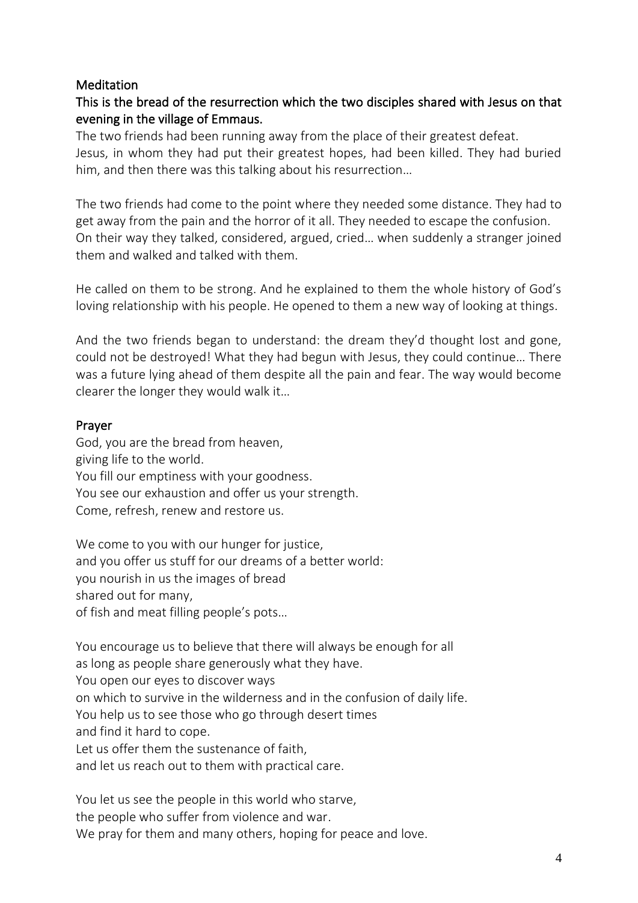## Meditation

### This is the bread of the resurrection which the two disciples shared with Jesus on that evening in the village of Emmaus.

The two friends had been running away from the place of their greatest defeat.
Jesus, in whom they had put their greatest hopes, had been killed. They had buried him, and then there was this talking about his resurrection…

The two friends had come to the point where they needed some distance. They had to get away from the pain and the horror of it all. They needed to escape the confusion. On their way they talked, considered, argued, cried… when suddenly a stranger joined them and walked and talked with them.

He called on them to be strong. And he explained to them the whole history of God's loving relationship with his people. He opened to them a new way of looking at things.

And the two friends began to understand: the dream they'd thought lost and gone, could not be destroyed! What they had begun with Jesus, they could continue… There was a future lying ahead of them despite all the pain and fear. The way would become clearer the longer they would walk it…

## Prayer

God, you are the bread from heaven,
giving life to the world.
You fill our emptiness with your goodness.
You see our exhaustion and offer us your strength.
Come, refresh, renew and restore us.

We come to you with our hunger for justice,
and you offer us stuff for our dreams of a better world:
you nourish in us the images of bread
shared out for many,
of fish and meat filling people's pots…

You encourage us to believe that there will always be enough for all
as long as people share generously what they have.
You open our eyes to discover ways
on which to survive in the wilderness and in the confusion of daily life.
You help us to see those who go through desert times
and find it hard to cope.
Let us offer them the sustenance of faith,
and let us reach out to them with practical care.

You let us see the people in this world who starve,
the people who suffer from violence and war.
We pray for them and many others, hoping for peace and love.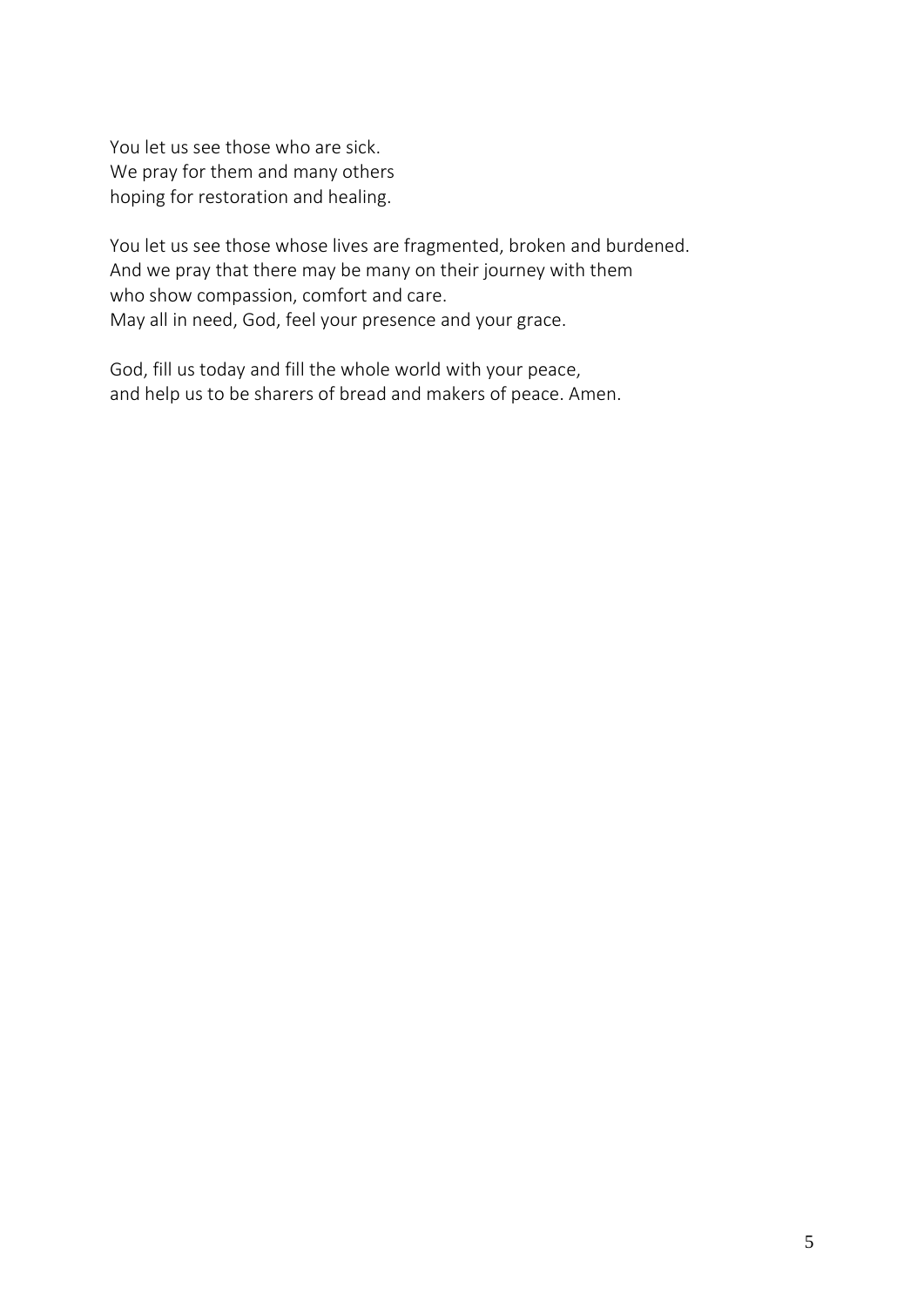You let us see those who are sick.
We pray for them and many others
hoping for restoration and healing.

You let us see those whose lives are fragmented, broken and burdened.
And we pray that there may be many on their journey with them
who show compassion, comfort and care.
May all in need, God, feel your presence and your grace.

God, fill us today and fill the whole world with your peace,
and help us to be sharers of bread and makers of peace. Amen.